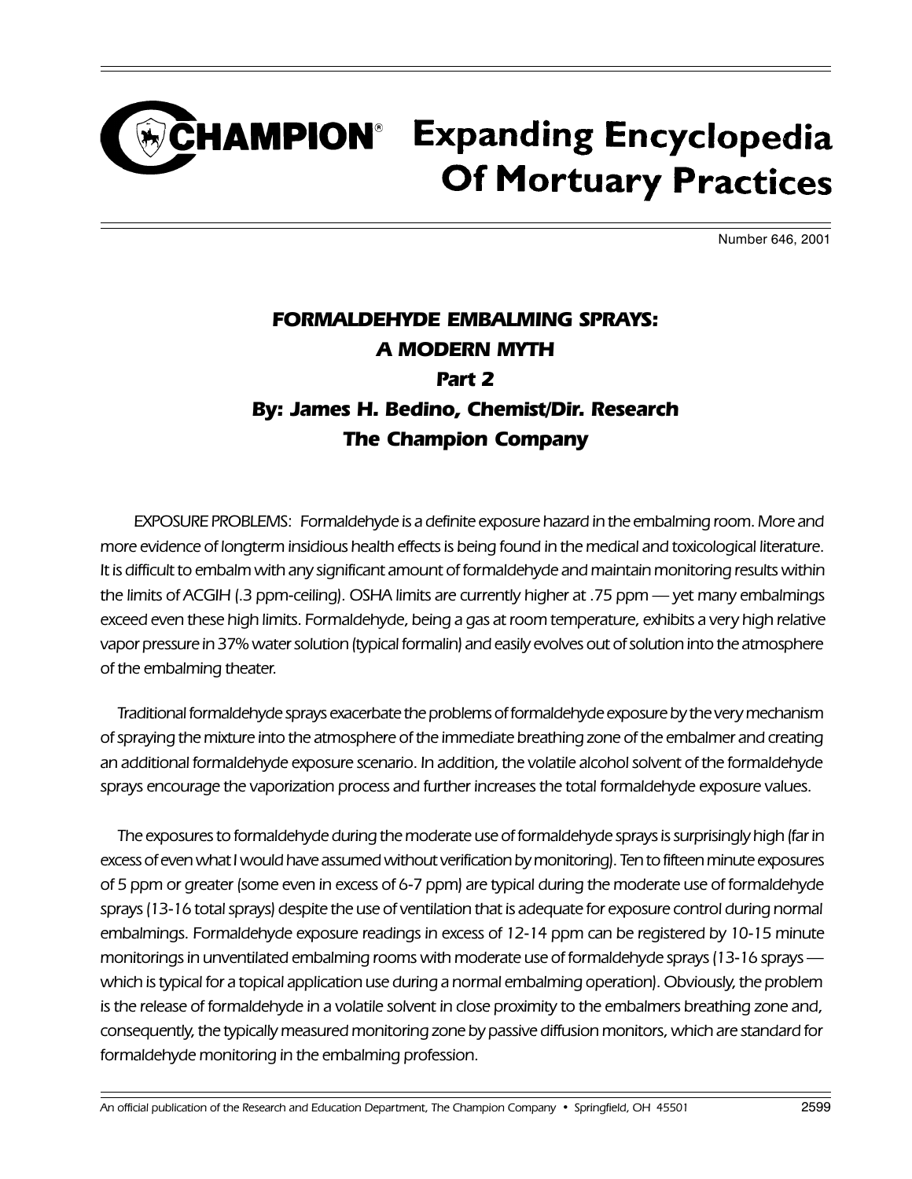# CHAMPION® Expanding Encyclopedia Of Mortuary Practices

Number 646, 2001

## *FORMALDEHYDE EMBALMING SPRAYS: A MODERN MYTH*
## *Part 2*
### *By: James H. Bedino, Chemist/Dir. Research*
### *The Champion Company*

EXPOSURE PROBLEMS: Formaldehyde is a definite exposure hazard in the embalming room. More and more evidence of longterm insidious health effects is being found in the medical and toxicological literature. It is difficult to embalm with any significant amount of formaldehyde and maintain monitoring results within the limits of ACGIH (.3 ppm-ceiling). OSHA limits are currently higher at .75 ppm — yet many embalmings exceed even these high limits. Formaldehyde, being a gas at room temperature, exhibits a very high relative vapor pressure in 37% water solution (typical formalin) and easily evolves out of solution into the atmosphere of the embalming theater.

Traditional formaldehyde sprays exacerbate the problems of formaldehyde exposure by the very mechanism of spraying the mixture into the atmosphere of the immediate breathing zone of the embalmer and creating an additional formaldehyde exposure scenario. In addition, the volatile alcohol solvent of the formaldehyde sprays encourage the vaporization process and further increases the total formaldehyde exposure values.

The exposures to formaldehyde during the moderate use of formaldehyde sprays is surprisingly high (far in excess of even what I would have assumed without verification by monitoring). Ten to fifteen minute exposures of 5 ppm or greater (some even in excess of 6-7 ppm) are typical during the moderate use of formaldehyde sprays (13-16 total sprays) despite the use of ventilation that is adequate for exposure control during normal embalmings. Formaldehyde exposure readings in excess of 12-14 ppm can be registered by 10-15 minute monitorings in unventilated embalming rooms with moderate use of formaldehyde sprays (13-16 sprays — which is typical for a topical application use during a normal embalming operation). Obviously, the problem is the release of formaldehyde in a volatile solvent in close proximity to the embalmers breathing zone and, consequently, the typically measured monitoring zone by passive diffusion monitors, which are standard for formaldehyde monitoring in the embalming profession.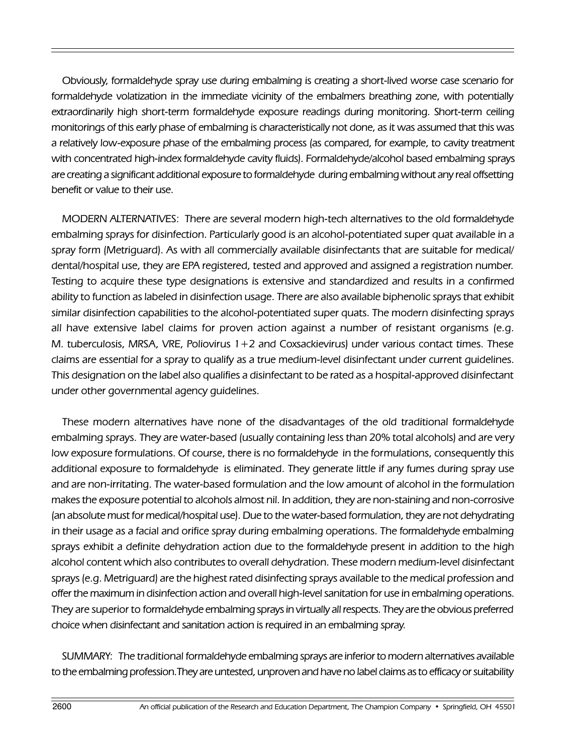Obviously, formaldehyde spray use during embalming is creating a short-lived worse case scenario for formaldehyde volatization in the immediate vicinity of the embalmers breathing zone, with potentially extraordinarily high short-term formaldehyde exposure readings during monitoring. Short-term ceiling monitorings of this early phase of embalming is characteristically not done, as it was assumed that this was a relatively low-exposure phase of the embalming process (as compared, for example, to cavity treatment with concentrated high-index formaldehyde cavity fluids). Formaldehyde/alcohol based embalming sprays are creating a significant additional exposure to formaldehyde during embalming without any real offsetting benefit or value to their use.

MODERN ALTERNATIVES: There are several modern high-tech alternatives to the old formaldehyde embalming sprays for disinfection. Particularly good is an alcohol-potentiated super quat available in a spray form (Metriguard). As with all commercially available disinfectants that are suitable for medical/dental/hospital use, they are EPA registered, tested and approved and assigned a registration number. Testing to acquire these type designations is extensive and standardized and results in a confirmed ability to function as labeled in disinfection usage. There are also available biphenolic sprays that exhibit similar disinfection capabilities to the alcohol-potentiated super quats. The modern disinfecting sprays all have extensive label claims for proven action against a number of resistant organisms (e.g. M. tuberculosis, MRSA, VRE, Poliovirus 1+2 and Coxsackievirus) under various contact times. These claims are essential for a spray to qualify as a true medium-level disinfectant under current guidelines. This designation on the label also qualifies a disinfectant to be rated as a hospital-approved disinfectant under other governmental agency guidelines.

These modern alternatives have none of the disadvantages of the old traditional formaldehyde embalming sprays. They are water-based (usually containing less than 20% total alcohols) and are very low exposure formulations. Of course, there is no formaldehyde in the formulations, consequently this additional exposure to formaldehyde is eliminated. They generate little if any fumes during spray use and are non-irritating. The water-based formulation and the low amount of alcohol in the formulation makes the exposure potential to alcohols almost nil. In addition, they are non-staining and non-corrosive (an absolute must for medical/hospital use). Due to the water-based formulation, they are not dehydrating in their usage as a facial and orifice spray during embalming operations. The formaldehyde embalming sprays exhibit a definite dehydration action due to the formaldehyde present in addition to the high alcohol content which also contributes to overall dehydration. These modern medium-level disinfectant sprays (e.g. Metriguard) are the highest rated disinfecting sprays available to the medical profession and offer the maximum in disinfection action and overall high-level sanitation for use in embalming operations. They are superior to formaldehyde embalming sprays in virtually all respects. They are the obvious preferred choice when disinfectant and sanitation action is required in an embalming spray.

SUMMARY: The traditional formaldehyde embalming sprays are inferior to modern alternatives available to the embalming profession. They are untested, unproven and have no label claims as to efficacy or suitability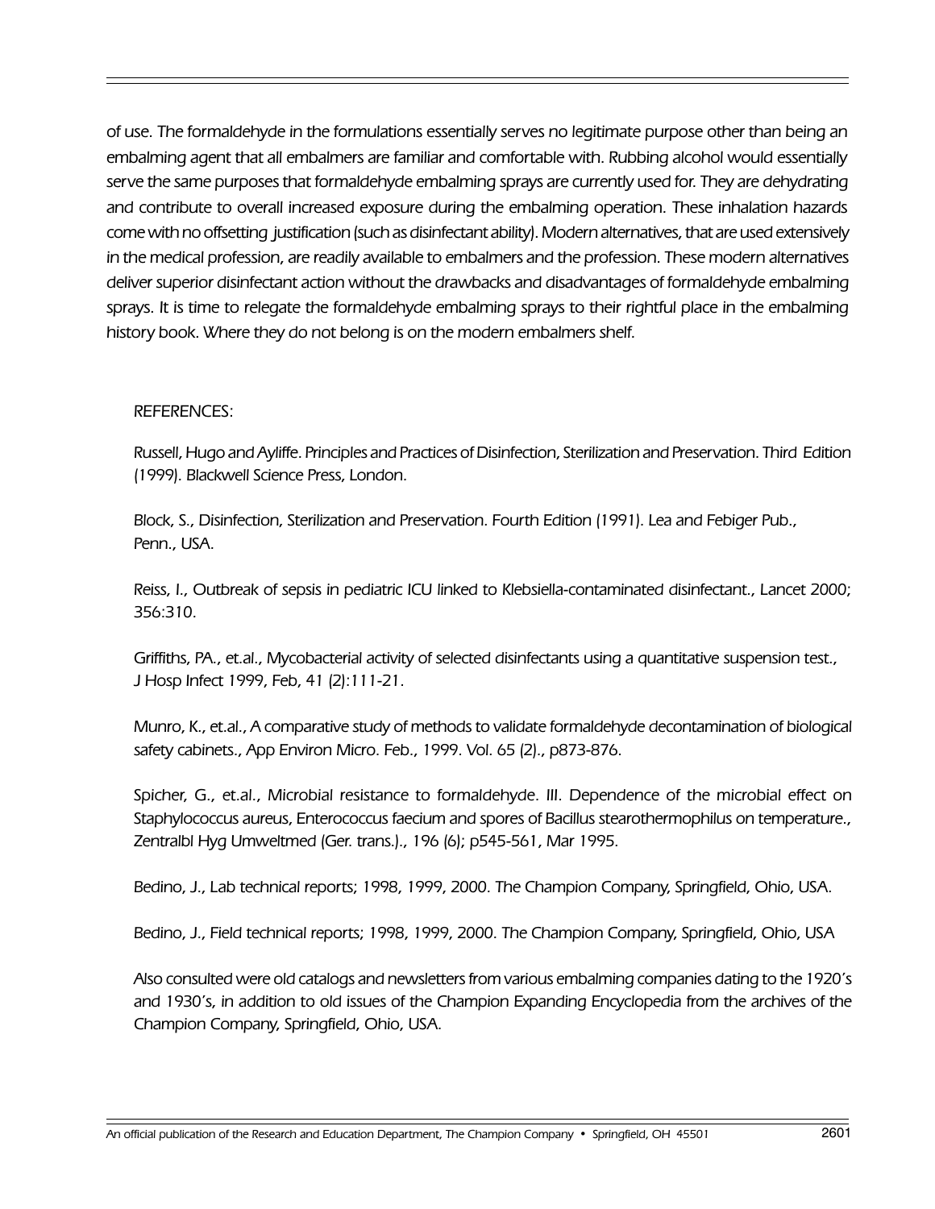*of use. The formaldehyde in the formulations essentially serves no legitimate purpose other than being an embalming agent that all embalmers are familiar and comfortable with. Rubbing alcohol would essentially serve the same purposes that formaldehyde embalming sprays are currently used for. They are dehydrating and contribute to overall increased exposure during the embalming operation. These inhalation hazards come with no offsetting justification (such as disinfectant ability). Modern alternatives, that are used extensively in the medical profession, are readily available to embalmers and the profession. These modern alternatives deliver superior disinfectant action without the drawbacks and disadvantages of formaldehyde embalming sprays. It is time to relegate the formaldehyde embalming sprays to their rightful place in the embalming history book. Where they do not belong is on the modern embalmers shelf.*

*REFERENCES:*

*Russell, Hugo and Ayliffe. Principles and Practices of Disinfection, Sterilization and Preservation. Third Edition (1999). Blackwell Science Press, London.*

*Block, S., Disinfection, Sterilization and Preservation. Fourth Edition (1991). Lea and Febiger Pub., Penn., USA.*

*Reiss, I., Outbreak of sepsis in pediatric ICU linked to Klebsiella-contaminated disinfectant., Lancet 2000; 356:310.*

*Griffiths, PA., et.al., Mycobacterial activity of selected disinfectants using a quantitative suspension test., J Hosp Infect 1999, Feb, 41 (2):111-21.*

*Munro, K., et.al., A comparative study of methods to validate formaldehyde decontamination of biological safety cabinets., App Environ Micro. Feb., 1999. Vol. 65 (2)., p873-876.*

*Spicher, G., et.al., Microbial resistance to formaldehyde. III. Dependence of the microbial effect on Staphylococcus aureus, Enterococcus faecium and spores of Bacillus stearothermophilus on temperature., Zentralbl Hyg Umweltmed (Ger. trans.)., 196 (6); p545-561, Mar 1995.*

*Bedino, J., Lab technical reports; 1998, 1999, 2000. The Champion Company, Springfield, Ohio, USA.*

*Bedino, J., Field technical reports; 1998, 1999, 2000. The Champion Company, Springfield, Ohio, USA*

*Also consulted were old catalogs and newsletters from various embalming companies dating to the 1920's and 1930's, in addition to old issues of the Champion Expanding Encyclopedia from the archives of the Champion Company, Springfield, Ohio, USA.*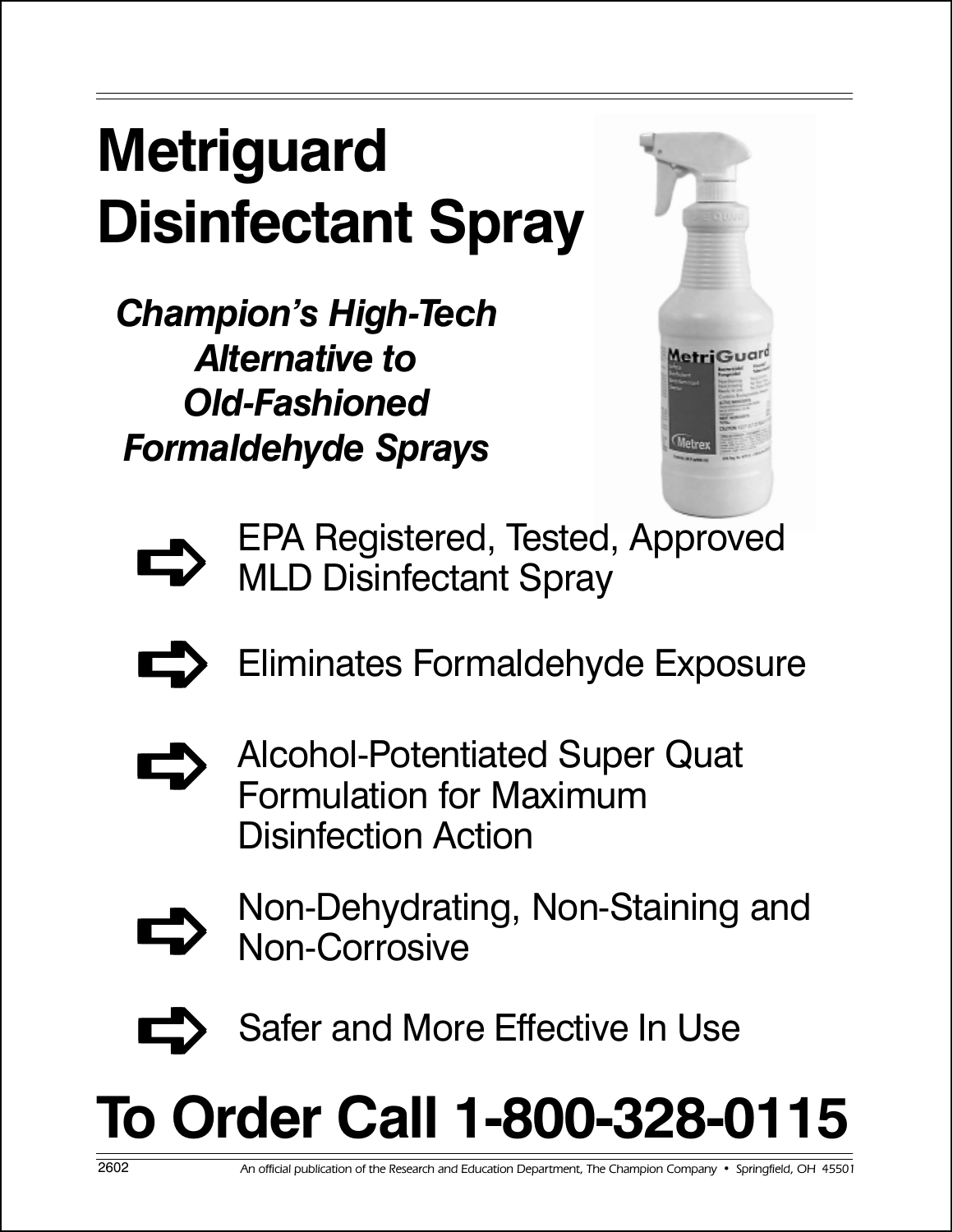# Metriguard Disinfectant Spray

***Champion's High-Tech Alternative to Old-Fashioned Formaldehyde Sprays***

- EPA Registered, Tested, Approved MLD Disinfectant Spray
- Eliminates Formaldehyde Exposure
- Alcohol-Potentiated Super Quat Formulation for Maximum Disinfection Action
- Non-Dehydrating, Non-Staining and Non-Corrosive
- Safer and More Effective In Use

# To Order Call 1-800-328-0115

2602 *An official publication of the Research and Education Department, The Champion Company • Springfield, OH 45501*